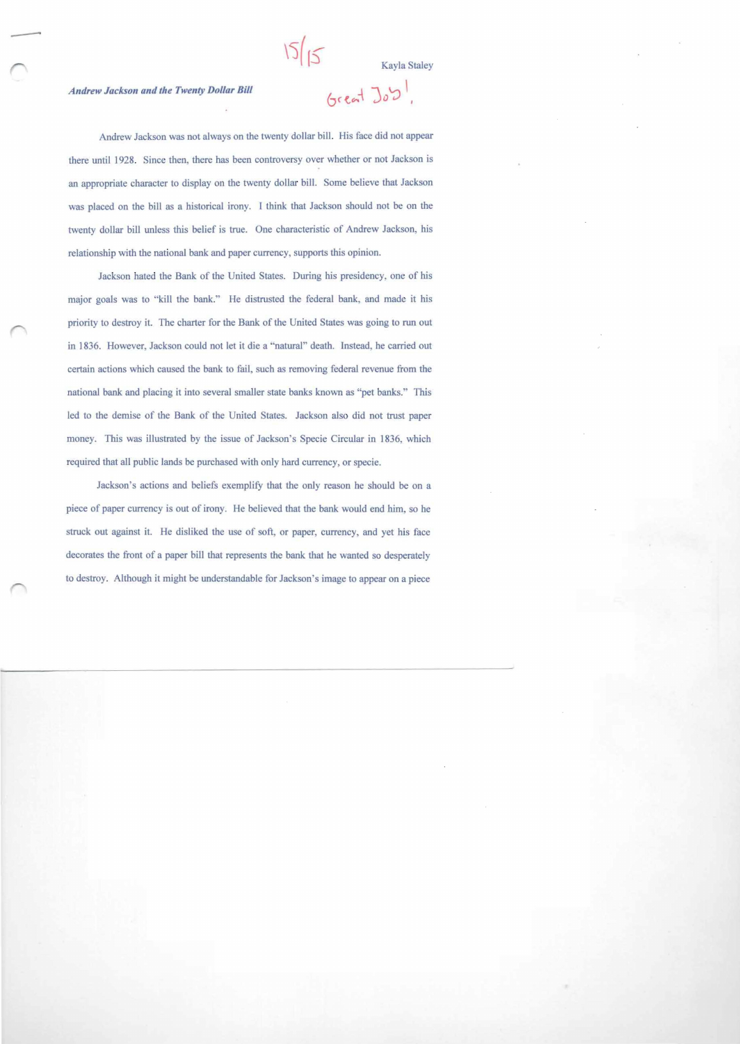15/15

Kayla Staley

***Andrew Jackson and the Twenty Dollar Bill***

Great Job!

Andrew Jackson was not always on the twenty dollar bill. His face did not appear there until 1928. Since then, there has been controversy over whether or not Jackson is an appropriate character to display on the twenty dollar bill. Some believe that Jackson was placed on the bill as a historical irony. I think that Jackson should not be on the twenty dollar bill unless this belief is true. One characteristic of Andrew Jackson, his relationship with the national bank and paper currency, supports this opinion.

Jackson hated the Bank of the United States. During his presidency, one of his major goals was to "kill the bank." He distrusted the federal bank, and made it his priority to destroy it. The charter for the Bank of the United States was going to run out in 1836. However, Jackson could not let it die a "natural" death. Instead, he carried out certain actions which caused the bank to fail, such as removing federal revenue from the national bank and placing it into several smaller state banks known as "pet banks." This led to the demise of the Bank of the United States. Jackson also did not trust paper money. This was illustrated by the issue of Jackson's Specie Circular in 1836, which required that all public lands be purchased with only hard currency, or specie.

Jackson's actions and beliefs exemplify that the only reason he should be on a piece of paper currency is out of irony. He believed that the bank would end him, so he struck out against it. He disliked the use of soft, or paper, currency, and yet his face decorates the front of a paper bill that represents the bank that he wanted so desperately to destroy. Although it might be understandable for Jackson's image to appear on a piece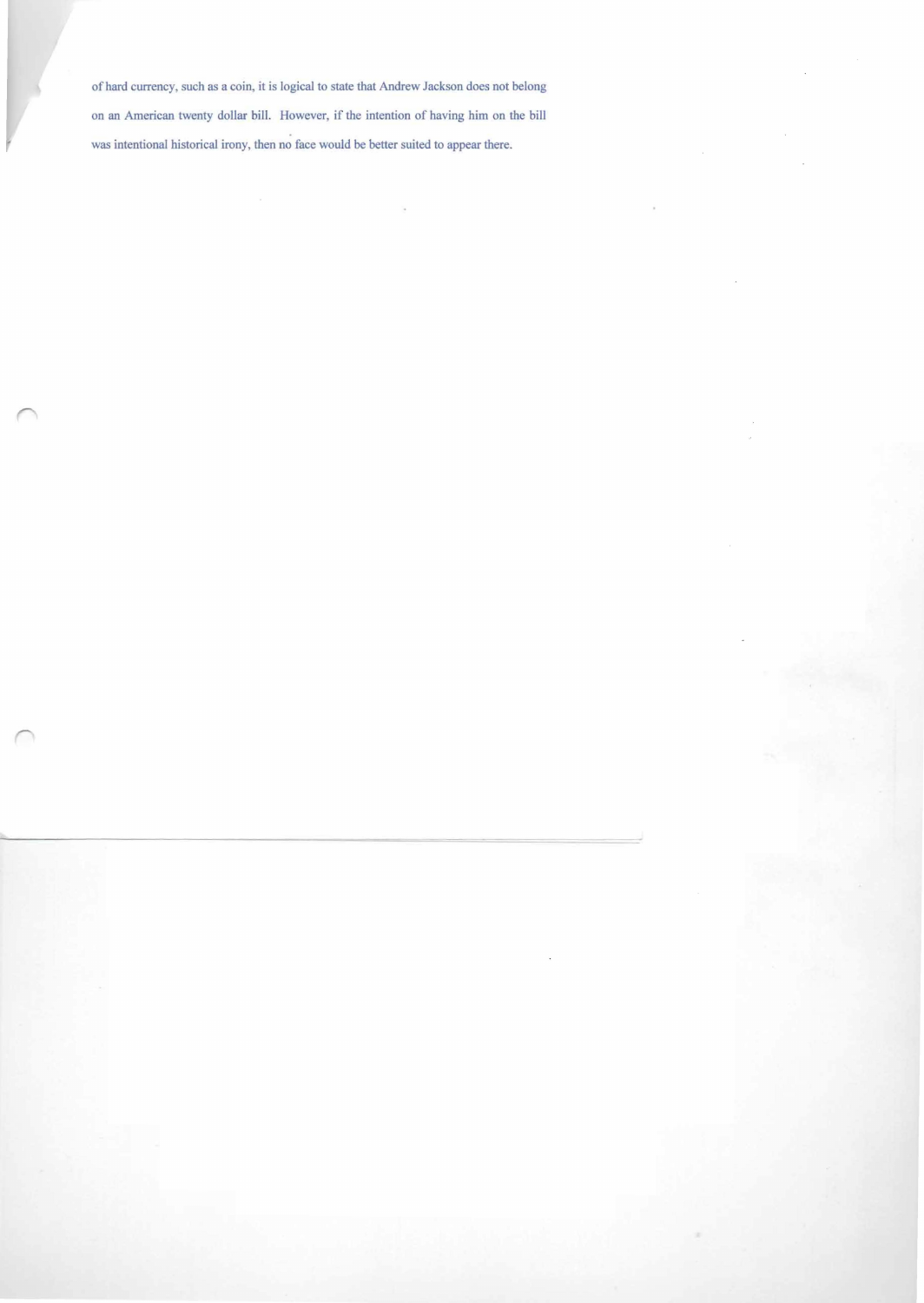of hard currency, such as a coin, it is logical to state that Andrew Jackson does not belong on an American twenty dollar bill. However, if the intention of having him on the bill was intentional historical irony, then no face would be better suited to appear there.